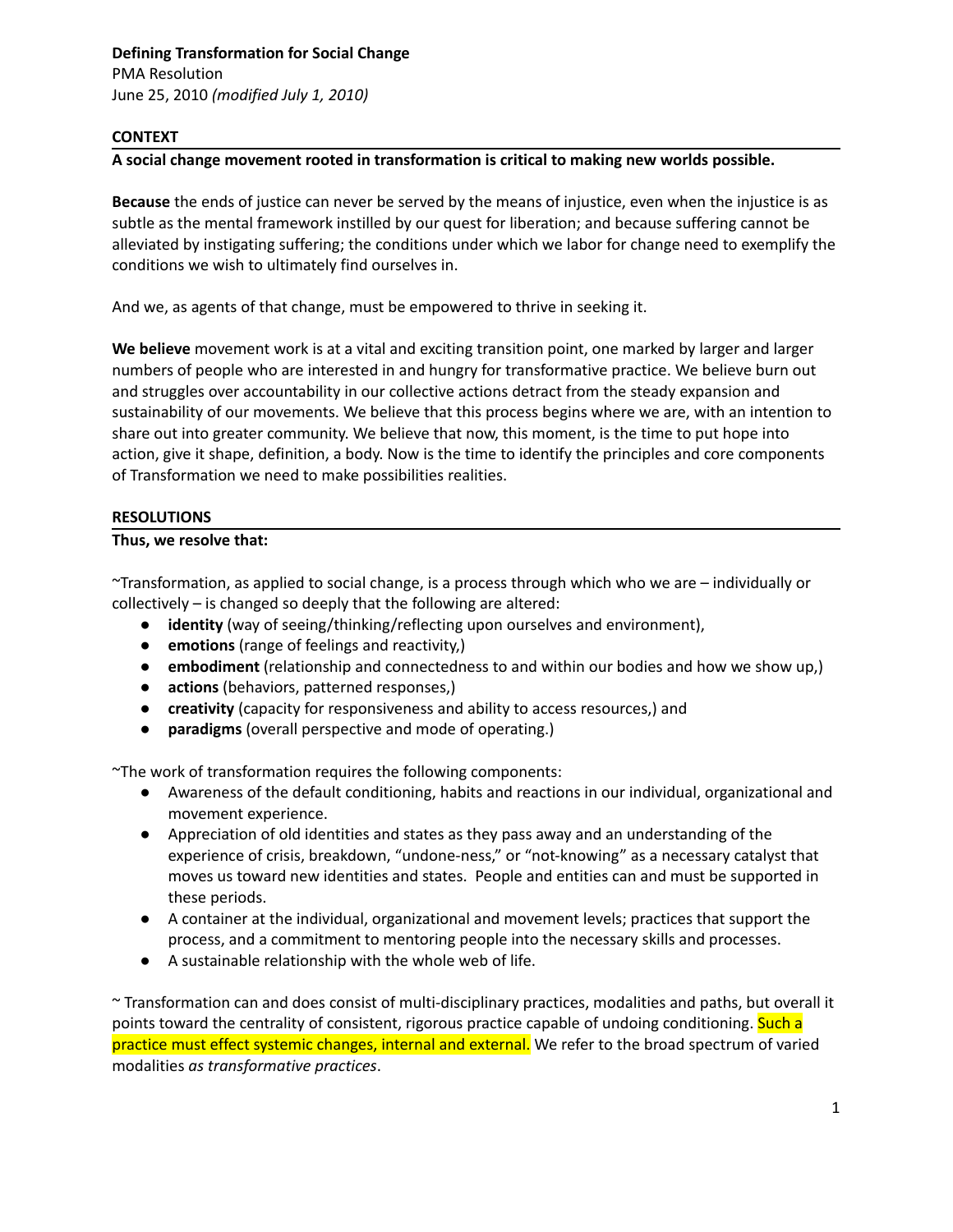**Defining Transformation for Social Change**
PMA Resolution
June 25, 2010 *(modified July 1, 2010)*

## CONTEXT

**A social change movement rooted in transformation is critical to making new worlds possible.**

**Because** the ends of justice can never be served by the means of injustice, even when the injustice is as subtle as the mental framework instilled by our quest for liberation; and because suffering cannot be alleviated by instigating suffering; the conditions under which we labor for change need to exemplify the conditions we wish to ultimately find ourselves in.

And we, as agents of that change, must be empowered to thrive in seeking it.

**We believe** movement work is at a vital and exciting transition point, one marked by larger and larger numbers of people who are interested in and hungry for transformative practice. We believe burn out and struggles over accountability in our collective actions detract from the steady expansion and sustainability of our movements. We believe that this process begins where we are, with an intention to share out into greater community. We believe that now, this moment, is the time to put hope into action, give it shape, definition, a body. Now is the time to identify the principles and core components of Transformation we need to make possibilities realities.

## RESOLUTIONS

**Thus, we resolve that:**

~Transformation, as applied to social change, is a process through which who we are – individually or collectively – is changed so deeply that the following are altered:

- **identity** (way of seeing/thinking/reflecting upon ourselves and environment),
- **emotions** (range of feelings and reactivity,)
- **embodiment** (relationship and connectedness to and within our bodies and how we show up,)
- **actions** (behaviors, patterned responses,)
- **creativity** (capacity for responsiveness and ability to access resources,) and
- **paradigms** (overall perspective and mode of operating.)

~The work of transformation requires the following components:

- Awareness of the default conditioning, habits and reactions in our individual, organizational and movement experience.
- Appreciation of old identities and states as they pass away and an understanding of the experience of crisis, breakdown, "undone-ness," or "not-knowing" as a necessary catalyst that moves us toward new identities and states. People and entities can and must be supported in these periods.
- A container at the individual, organizational and movement levels; practices that support the process, and a commitment to mentoring people into the necessary skills and processes.
- A sustainable relationship with the whole web of life.

~ Transformation can and does consist of multi-disciplinary practices, modalities and paths, but overall it points toward the centrality of consistent, rigorous practice capable of undoing conditioning. Such a practice must effect systemic changes, internal and external. We refer to the broad spectrum of varied modalities *as transformative practices*.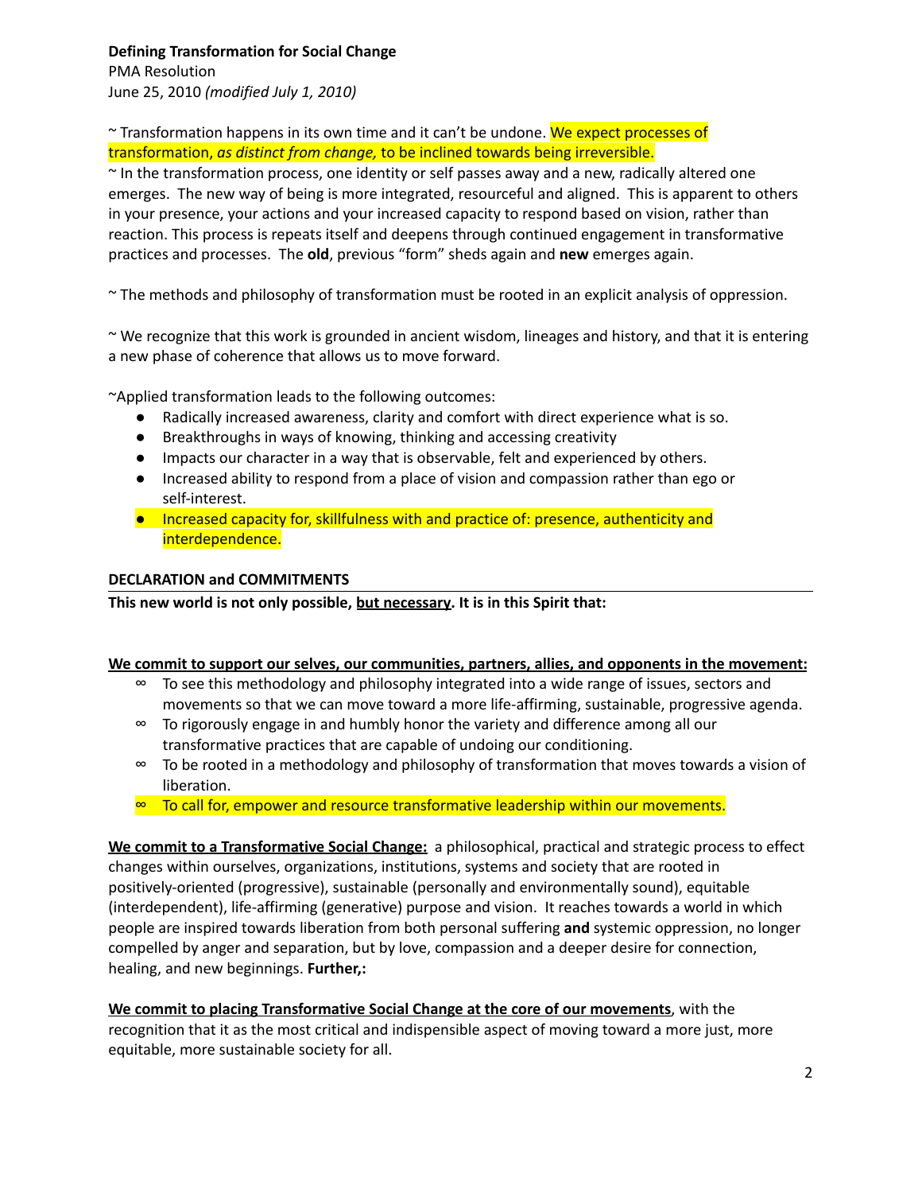**Defining Transformation for Social Change**
PMA Resolution
June 25, 2010 *(modified July 1, 2010)*

~ Transformation happens in its own time and it can't be undone. We expect processes of transformation, *as distinct from change,* to be inclined towards being irreversible.
~ In the transformation process, one identity or self passes away and a new, radically altered one emerges. The new way of being is more integrated, resourceful and aligned. This is apparent to others in your presence, your actions and your increased capacity to respond based on vision, rather than reaction. This process is repeats itself and deepens through continued engagement in transformative practices and processes. The **old**, previous "form" sheds again and **new** emerges again.

~ The methods and philosophy of transformation must be rooted in an explicit analysis of oppression.

~ We recognize that this work is grounded in ancient wisdom, lineages and history, and that it is entering a new phase of coherence that allows us to move forward.

~Applied transformation leads to the following outcomes:

- Radically increased awareness, clarity and comfort with direct experience what is so.
- Breakthroughs in ways of knowing, thinking and accessing creativity
- Impacts our character in a way that is observable, felt and experienced by others.
- Increased ability to respond from a place of vision and compassion rather than ego or self-interest.
- Increased capacity for, skillfulness with and practice of: presence, authenticity and interdependence.

**DECLARATION and COMMITMENTS**

**This new world is not only possible, <u>but necessary</u>. It is in this Spirit that:**

**<u>We commit to support our selves, our communities, partners, allies, and opponents in the movement:</u>**

∞ To see this methodology and philosophy integrated into a wide range of issues, sectors and movements so that we can move toward a more life-affirming, sustainable, progressive agenda.
∞ To rigorously engage in and humbly honor the variety and difference among all our transformative practices that are capable of undoing our conditioning.
∞ To be rooted in a methodology and philosophy of transformation that moves towards a vision of liberation.
∞ To call for, empower and resource transformative leadership within our movements.

**<u>We commit to a Transformative Social Change:</u>** a philosophical, practical and strategic process to effect changes within ourselves, organizations, institutions, systems and society that are rooted in positively-oriented (progressive), sustainable (personally and environmentally sound), equitable (interdependent), life-affirming (generative) purpose and vision. It reaches towards a world in which people are inspired towards liberation from both personal suffering **and** systemic oppression, no longer compelled by anger and separation, but by love, compassion and a deeper desire for connection, healing, and new beginnings. **Further,:**

**<u>We commit to placing Transformative Social Change at the core of our movements</u>**, with the recognition that it as the most critical and indispensible aspect of moving toward a more just, more equitable, more sustainable society for all.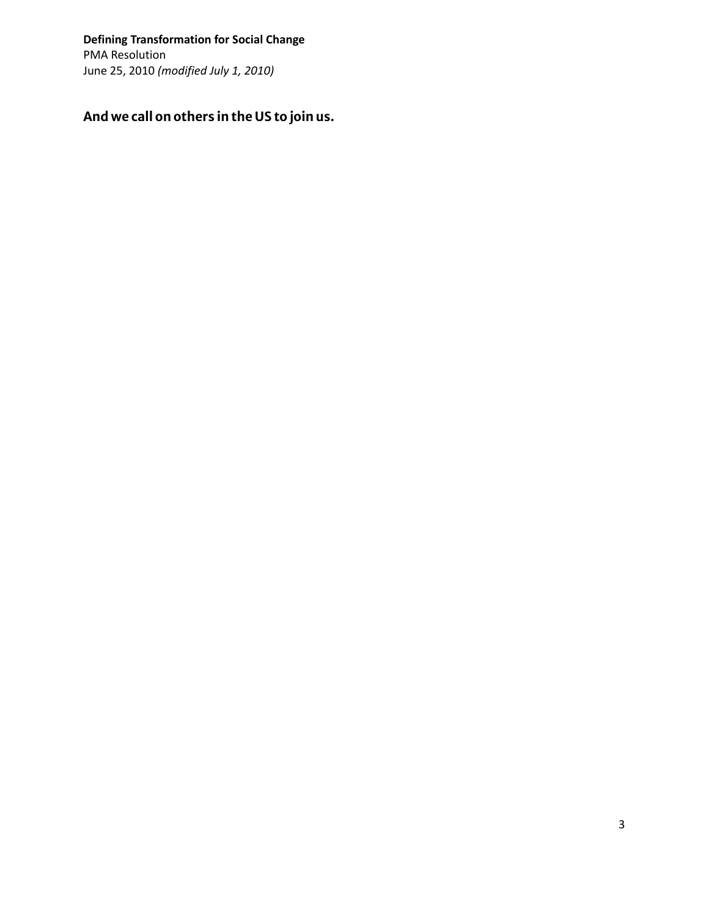**And we call on others in the US to join us.**